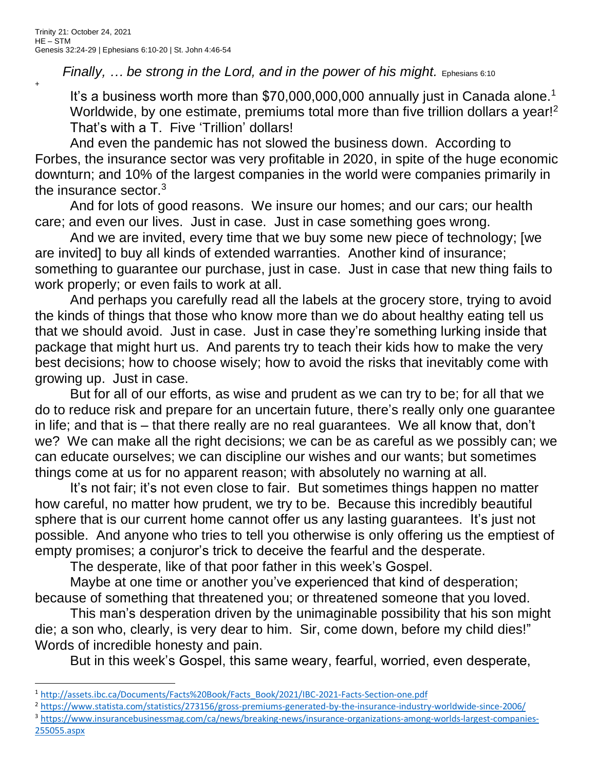Trinity 21: October 24, 2021
HE – STM
Genesis 32:24-29 | Ephesians 6:10-20 | St. John 4:46-54

*Finally, … be strong in the Lord, and in the power of his might.* Ephesians 6:10

+

It's a business worth more than $70,000,000,000 annually just in Canada alone.[1] Worldwide, by one estimate, premiums total more than five trillion dollars a year![2] That's with a T. Five 'Trillion' dollars!

And even the pandemic has not slowed the business down. According to Forbes, the insurance sector was very profitable in 2020, in spite of the huge economic downturn; and 10% of the largest companies in the world were companies primarily in the insurance sector.[3]

And for lots of good reasons. We insure our homes; and our cars; our health care; and even our lives. Just in case. Just in case something goes wrong.

And we are invited, every time that we buy some new piece of technology; [we are invited] to buy all kinds of extended warranties. Another kind of insurance; something to guarantee our purchase, just in case. Just in case that new thing fails to work properly; or even fails to work at all.

And perhaps you carefully read all the labels at the grocery store, trying to avoid the kinds of things that those who know more than we do about healthy eating tell us that we should avoid. Just in case. Just in case they're something lurking inside that package that might hurt us. And parents try to teach their kids how to make the very best decisions; how to choose wisely; how to avoid the risks that inevitably come with growing up. Just in case.

But for all of our efforts, as wise and prudent as we can try to be; for all that we do to reduce risk and prepare for an uncertain future, there's really only one guarantee in life; and that is – that there really are no real guarantees. We all know that, don't we? We can make all the right decisions; we can be as careful as we possibly can; we can educate ourselves; we can discipline our wishes and our wants; but sometimes things come at us for no apparent reason; with absolutely no warning at all.

It's not fair; it's not even close to fair. But sometimes things happen no matter how careful, no matter how prudent, we try to be. Because this incredibly beautiful sphere that is our current home cannot offer us any lasting guarantees. It's just not possible. And anyone who tries to tell you otherwise is only offering us the emptiest of empty promises; a conjuror's trick to deceive the fearful and the desperate.

The desperate, like of that poor father in this week's Gospel.

Maybe at one time or another you've experienced that kind of desperation; because of something that threatened you; or threatened someone that you loved.

This man's desperation driven by the unimaginable possibility that his son might die; a son who, clearly, is very dear to him. Sir, come down, before my child dies!" Words of incredible honesty and pain.

But in this week's Gospel, this same weary, fearful, worried, even desperate,

---

[1] http://assets.ibc.ca/Documents/Facts%20Book/Facts_Book/2021/IBC-2021-Facts-Section-one.pdf

[2] https://www.statista.com/statistics/273156/gross-premiums-generated-by-the-insurance-industry-worldwide-since-2006/

[3] https://www.insurancebusinessmag.com/ca/news/breaking-news/insurance-organizations-among-worlds-largest-companies-255055.aspx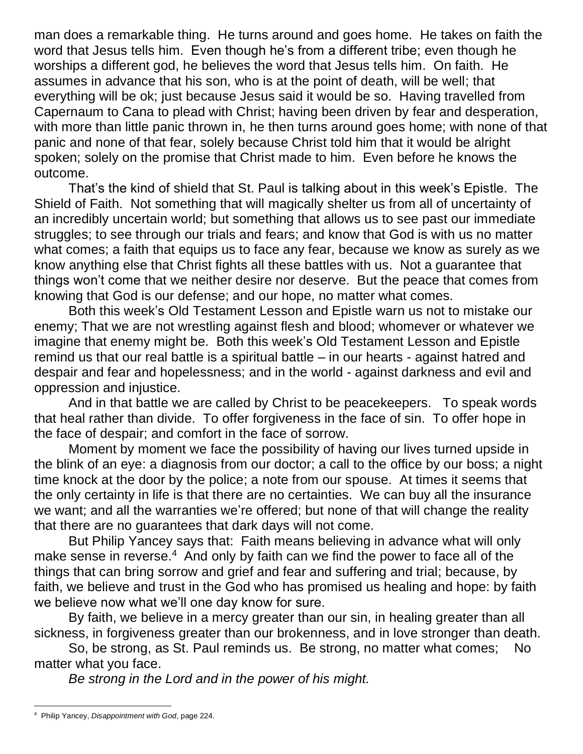man does a remarkable thing. He turns around and goes home. He takes on faith the word that Jesus tells him. Even though he's from a different tribe; even though he worships a different god, he believes the word that Jesus tells him. On faith. He assumes in advance that his son, who is at the point of death, will be well; that everything will be ok; just because Jesus said it would be so. Having travelled from Capernaum to Cana to plead with Christ; having been driven by fear and desperation, with more than little panic thrown in, he then turns around goes home; with none of that panic and none of that fear, solely because Christ told him that it would be alright spoken; solely on the promise that Christ made to him. Even before he knows the outcome.

That's the kind of shield that St. Paul is talking about in this week's Epistle. The Shield of Faith. Not something that will magically shelter us from all of uncertainty of an incredibly uncertain world; but something that allows us to see past our immediate struggles; to see through our trials and fears; and know that God is with us no matter what comes; a faith that equips us to face any fear, because we know as surely as we know anything else that Christ fights all these battles with us. Not a guarantee that things won't come that we neither desire nor deserve. But the peace that comes from knowing that God is our defense; and our hope, no matter what comes.

Both this week's Old Testament Lesson and Epistle warn us not to mistake our enemy; That we are not wrestling against flesh and blood; whomever or whatever we imagine that enemy might be. Both this week's Old Testament Lesson and Epistle remind us that our real battle is a spiritual battle – in our hearts - against hatred and despair and fear and hopelessness; and in the world - against darkness and evil and oppression and injustice.

And in that battle we are called by Christ to be peacekeepers. To speak words that heal rather than divide. To offer forgiveness in the face of sin. To offer hope in the face of despair; and comfort in the face of sorrow.

Moment by moment we face the possibility of having our lives turned upside in the blink of an eye: a diagnosis from our doctor; a call to the office by our boss; a night time knock at the door by the police; a note from our spouse. At times it seems that the only certainty in life is that there are no certainties. We can buy all the insurance we want; and all the warranties we're offered; but none of that will change the reality that there are no guarantees that dark days will not come.

But Philip Yancey says that: Faith means believing in advance what will only make sense in reverse.[4] And only by faith can we find the power to face all of the things that can bring sorrow and grief and fear and suffering and trial; because, by faith, we believe and trust in the God who has promised us healing and hope: by faith we believe now what we'll one day know for sure.

By faith, we believe in a mercy greater than our sin, in healing greater than all sickness, in forgiveness greater than our brokenness, and in love stronger than death.

So, be strong, as St. Paul reminds us. Be strong, no matter what comes; No matter what you face.

*Be strong in the Lord and in the power of his might.*

---

[4] Philip Yancey, *Disappointment with God*, page 224.